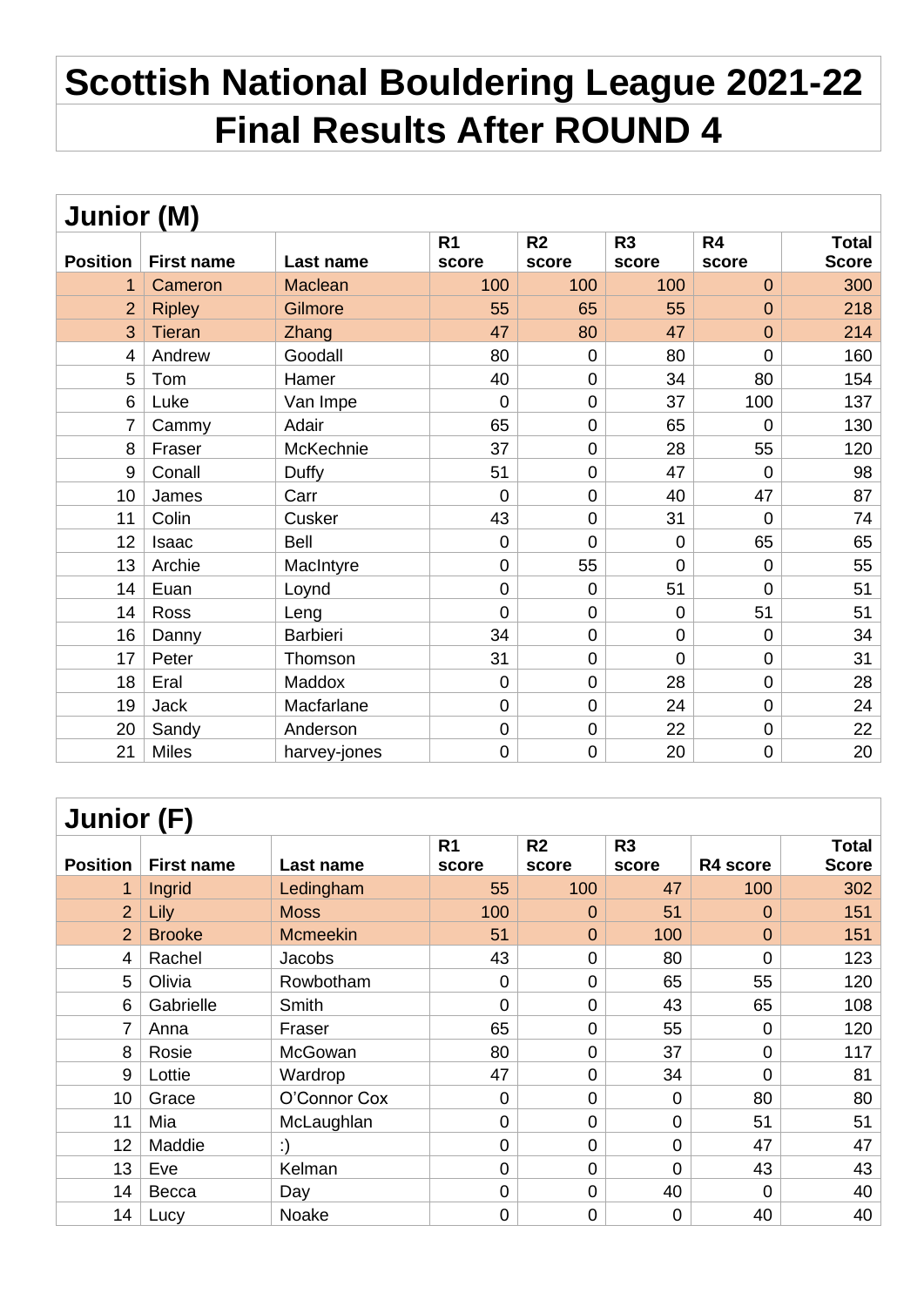# Scottish National Bouldering League 2021-22

# Final Results After ROUND 4

## Junior (M)

| Position | First name | Last name | R1 score | R2 score | R3 score | R4 score | Total Score |
|---|---|---|---|---|---|---|---|
| 1 | Cameron | Maclean | 100 | 100 | 100 | 0 | 300 |
| 2 | Ripley | Gilmore | 55 | 65 | 55 | 0 | 218 |
| 3 | Tieran | Zhang | 47 | 80 | 47 | 0 | 214 |
| 4 | Andrew | Goodall | 80 | 0 | 80 | 0 | 160 |
| 5 | Tom | Hamer | 40 | 0 | 34 | 80 | 154 |
| 6 | Luke | Van Impe | 0 | 0 | 37 | 100 | 137 |
| 7 | Cammy | Adair | 65 | 0 | 65 | 0 | 130 |
| 8 | Fraser | McKechnie | 37 | 0 | 28 | 55 | 120 |
| 9 | Conall | Duffy | 51 | 0 | 47 | 0 | 98 |
| 10 | James | Carr | 0 | 0 | 40 | 47 | 87 |
| 11 | Colin | Cusker | 43 | 0 | 31 | 0 | 74 |
| 12 | Isaac | Bell | 0 | 0 | 0 | 65 | 65 |
| 13 | Archie | MacIntyre | 0 | 55 | 0 | 0 | 55 |
| 14 | Euan | Loynd | 0 | 0 | 51 | 0 | 51 |
| 14 | Ross | Leng | 0 | 0 | 0 | 51 | 51 |
| 16 | Danny | Barbieri | 34 | 0 | 0 | 0 | 34 |
| 17 | Peter | Thomson | 31 | 0 | 0 | 0 | 31 |
| 18 | Eral | Maddox | 0 | 0 | 28 | 0 | 28 |
| 19 | Jack | Macfarlane | 0 | 0 | 24 | 0 | 24 |
| 20 | Sandy | Anderson | 0 | 0 | 22 | 0 | 22 |
| 21 | Miles | harvey-jones | 0 | 0 | 20 | 0 | 20 |

## Junior (F)

| Position | First name | Last name | R1 score | R2 score | R3 score | R4 score | Total Score |
|---|---|---|---|---|---|---|---|
| 1 | Ingrid | Ledingham | 55 | 100 | 47 | 100 | 302 |
| 2 | Lily | Moss | 100 | 0 | 51 | 0 | 151 |
| 2 | Brooke | Mcmeekin | 51 | 0 | 100 | 0 | 151 |
| 4 | Rachel | Jacobs | 43 | 0 | 80 | 0 | 123 |
| 5 | Olivia | Rowbotham | 0 | 0 | 65 | 55 | 120 |
| 6 | Gabrielle | Smith | 0 | 0 | 43 | 65 | 108 |
| 7 | Anna | Fraser | 65 | 0 | 55 | 0 | 120 |
| 8 | Rosie | McGowan | 80 | 0 | 37 | 0 | 117 |
| 9 | Lottie | Wardrop | 47 | 0 | 34 | 0 | 81 |
| 10 | Grace | O'Connor Cox | 0 | 0 | 0 | 80 | 80 |
| 11 | Mia | McLaughlan | 0 | 0 | 0 | 51 | 51 |
| 12 | Maddie | :) | 0 | 0 | 0 | 47 | 47 |
| 13 | Eve | Kelman | 0 | 0 | 0 | 43 | 43 |
| 14 | Becca | Day | 0 | 0 | 40 | 0 | 40 |
| 14 | Lucy | Noake | 0 | 0 | 0 | 40 | 40 |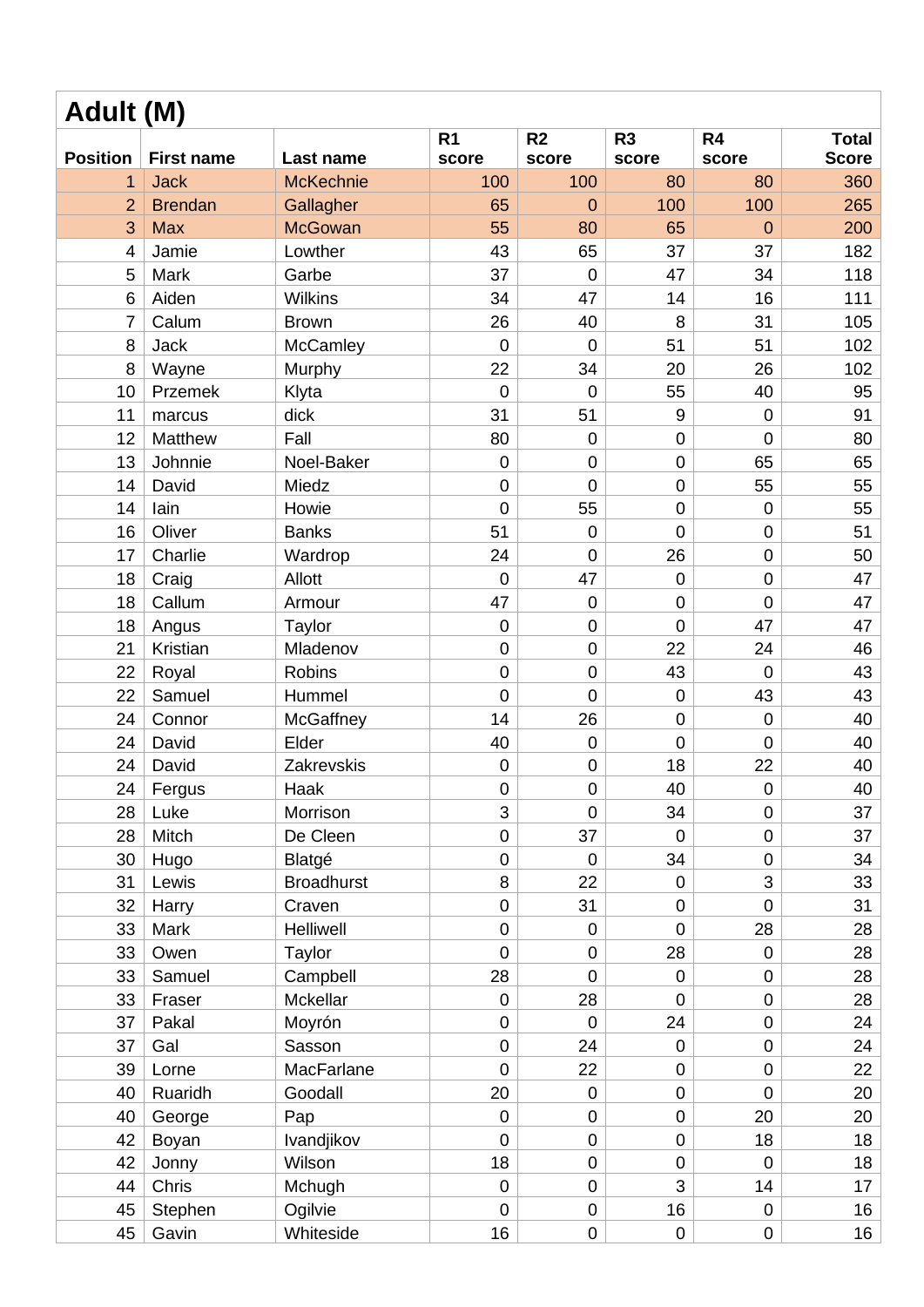## Adult (M)

| Position | First name | Last name | R1 score | R2 score | R3 score | R4 score | Total Score |
|---|---|---|---|---|---|---|---|
| 1 | Jack | McKechnie | 100 | 100 | 80 | 80 | 360 |
| 2 | Brendan | Gallagher | 65 | 0 | 100 | 100 | 265 |
| 3 | Max | McGowan | 55 | 80 | 65 | 0 | 200 |
| 4 | Jamie | Lowther | 43 | 65 | 37 | 37 | 182 |
| 5 | Mark | Garbe | 37 | 0 | 47 | 34 | 118 |
| 6 | Aiden | Wilkins | 34 | 47 | 14 | 16 | 111 |
| 7 | Calum | Brown | 26 | 40 | 8 | 31 | 105 |
| 8 | Jack | McCamley | 0 | 0 | 51 | 51 | 102 |
| 8 | Wayne | Murphy | 22 | 34 | 20 | 26 | 102 |
| 10 | Przemek | Klyta | 0 | 0 | 55 | 40 | 95 |
| 11 | marcus | dick | 31 | 51 | 9 | 0 | 91 |
| 12 | Matthew | Fall | 80 | 0 | 0 | 0 | 80 |
| 13 | Johnnie | Noel-Baker | 0 | 0 | 0 | 65 | 65 |
| 14 | David | Miedz | 0 | 0 | 0 | 55 | 55 |
| 14 | Iain | Howie | 0 | 55 | 0 | 0 | 55 |
| 16 | Oliver | Banks | 51 | 0 | 0 | 0 | 51 |
| 17 | Charlie | Wardrop | 24 | 0 | 26 | 0 | 50 |
| 18 | Craig | Allott | 0 | 47 | 0 | 0 | 47 |
| 18 | Callum | Armour | 47 | 0 | 0 | 0 | 47 |
| 18 | Angus | Taylor | 0 | 0 | 0 | 47 | 47 |
| 21 | Kristian | Mladenov | 0 | 0 | 22 | 24 | 46 |
| 22 | Royal | Robins | 0 | 0 | 43 | 0 | 43 |
| 22 | Samuel | Hummel | 0 | 0 | 0 | 43 | 43 |
| 24 | Connor | McGaffney | 14 | 26 | 0 | 0 | 40 |
| 24 | David | Elder | 40 | 0 | 0 | 0 | 40 |
| 24 | David | Zakrevskis | 0 | 0 | 18 | 22 | 40 |
| 24 | Fergus | Haak | 0 | 0 | 40 | 0 | 40 |
| 28 | Luke | Morrison | 3 | 0 | 34 | 0 | 37 |
| 28 | Mitch | De Cleen | 0 | 37 | 0 | 0 | 37 |
| 30 | Hugo | Blatgé | 0 | 0 | 34 | 0 | 34 |
| 31 | Lewis | Broadhurst | 8 | 22 | 0 | 3 | 33 |
| 32 | Harry | Craven | 0 | 31 | 0 | 0 | 31 |
| 33 | Mark | Helliwell | 0 | 0 | 0 | 28 | 28 |
| 33 | Owen | Taylor | 0 | 0 | 28 | 0 | 28 |
| 33 | Samuel | Campbell | 28 | 0 | 0 | 0 | 28 |
| 33 | Fraser | Mckellar | 0 | 28 | 0 | 0 | 28 |
| 37 | Pakal | Moyrón | 0 | 0 | 24 | 0 | 24 |
| 37 | Gal | Sasson | 0 | 24 | 0 | 0 | 24 |
| 39 | Lorne | MacFarlane | 0 | 22 | 0 | 0 | 22 |
| 40 | Ruaridh | Goodall | 20 | 0 | 0 | 0 | 20 |
| 40 | George | Pap | 0 | 0 | 0 | 20 | 20 |
| 42 | Boyan | Ivandjikov | 0 | 0 | 0 | 18 | 18 |
| 42 | Jonny | Wilson | 18 | 0 | 0 | 0 | 18 |
| 44 | Chris | Mchugh | 0 | 0 | 3 | 14 | 17 |
| 45 | Stephen | Ogilvie | 0 | 0 | 16 | 0 | 16 |
| 45 | Gavin | Whiteside | 16 | 0 | 0 | 0 | 16 |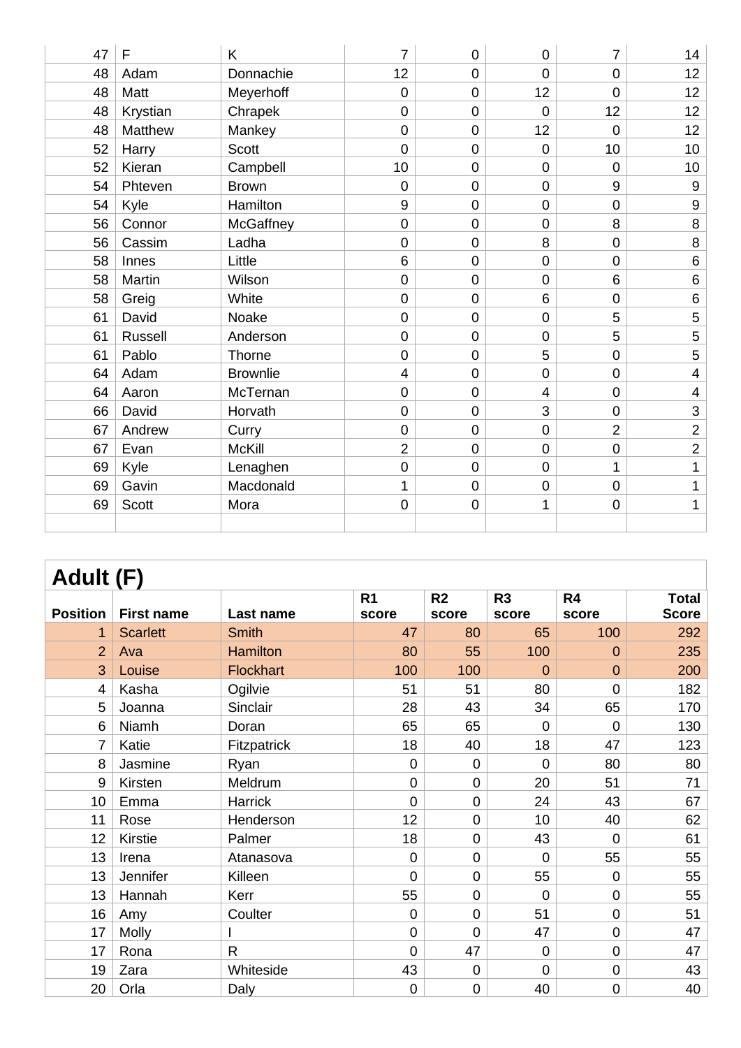| | | | | | | | |
|---|---|---|---|---|---|---|---|
| 47 | F | K | 7 | 0 | 0 | 7 | 14 |
| 48 | Adam | Donnachie | 12 | 0 | 0 | 0 | 12 |
| 48 | Matt | Meyerhoff | 0 | 0 | 12 | 0 | 12 |
| 48 | Krystian | Chrapek | 0 | 0 | 0 | 12 | 12 |
| 48 | Matthew | Mankey | 0 | 0 | 12 | 0 | 12 |
| 52 | Harry | Scott | 0 | 0 | 0 | 10 | 10 |
| 52 | Kieran | Campbell | 10 | 0 | 0 | 0 | 10 |
| 54 | Phteven | Brown | 0 | 0 | 0 | 9 | 9 |
| 54 | Kyle | Hamilton | 9 | 0 | 0 | 0 | 9 |
| 56 | Connor | McGaffney | 0 | 0 | 0 | 8 | 8 |
| 56 | Cassim | Ladha | 0 | 0 | 8 | 0 | 8 |
| 58 | Innes | Little | 6 | 0 | 0 | 0 | 6 |
| 58 | Martin | Wilson | 0 | 0 | 0 | 6 | 6 |
| 58 | Greig | White | 0 | 0 | 6 | 0 | 6 |
| 61 | David | Noake | 0 | 0 | 0 | 5 | 5 |
| 61 | Russell | Anderson | 0 | 0 | 0 | 5 | 5 |
| 61 | Pablo | Thorne | 0 | 0 | 5 | 0 | 5 |
| 64 | Adam | Brownlie | 4 | 0 | 0 | 0 | 4 |
| 64 | Aaron | McTernan | 0 | 0 | 4 | 0 | 4 |
| 66 | David | Horvath | 0 | 0 | 3 | 0 | 3 |
| 67 | Andrew | Curry | 0 | 0 | 0 | 2 | 2 |
| 67 | Evan | McKill | 2 | 0 | 0 | 0 | 2 |
| 69 | Kyle | Lenaghen | 0 | 0 | 0 | 1 | 1 |
| 69 | Gavin | Macdonald | 1 | 0 | 0 | 0 | 1 |
| 69 | Scott | Mora | 0 | 0 | 1 | 0 | 1 |
| | | | | | | | |

## Adult (F)

| Position | First name | Last name | R1 score | R2 score | R3 score | R4 score | Total Score |
|---|---|---|---|---|---|---|---|
| 1 | Scarlett | Smith | 47 | 80 | 65 | 100 | 292 |
| 2 | Ava | Hamilton | 80 | 55 | 100 | 0 | 235 |
| 3 | Louise | Flockhart | 100 | 100 | 0 | 0 | 200 |
| 4 | Kasha | Ogilvie | 51 | 51 | 80 | 0 | 182 |
| 5 | Joanna | Sinclair | 28 | 43 | 34 | 65 | 170 |
| 6 | Niamh | Doran | 65 | 65 | 0 | 0 | 130 |
| 7 | Katie | Fitzpatrick | 18 | 40 | 18 | 47 | 123 |
| 8 | Jasmine | Ryan | 0 | 0 | 0 | 80 | 80 |
| 9 | Kirsten | Meldrum | 0 | 0 | 20 | 51 | 71 |
| 10 | Emma | Harrick | 0 | 0 | 24 | 43 | 67 |
| 11 | Rose | Henderson | 12 | 0 | 10 | 40 | 62 |
| 12 | Kirstie | Palmer | 18 | 0 | 43 | 0 | 61 |
| 13 | Irena | Atanasova | 0 | 0 | 0 | 55 | 55 |
| 13 | Jennifer | Killeen | 0 | 0 | 55 | 0 | 55 |
| 13 | Hannah | Kerr | 55 | 0 | 0 | 0 | 55 |
| 16 | Amy | Coulter | 0 | 0 | 51 | 0 | 51 |
| 17 | Molly | I | 0 | 0 | 47 | 0 | 47 |
| 17 | Rona | R | 0 | 47 | 0 | 0 | 47 |
| 19 | Zara | Whiteside | 43 | 0 | 0 | 0 | 43 |
| 20 | Orla | Daly | 0 | 0 | 40 | 0 | 40 |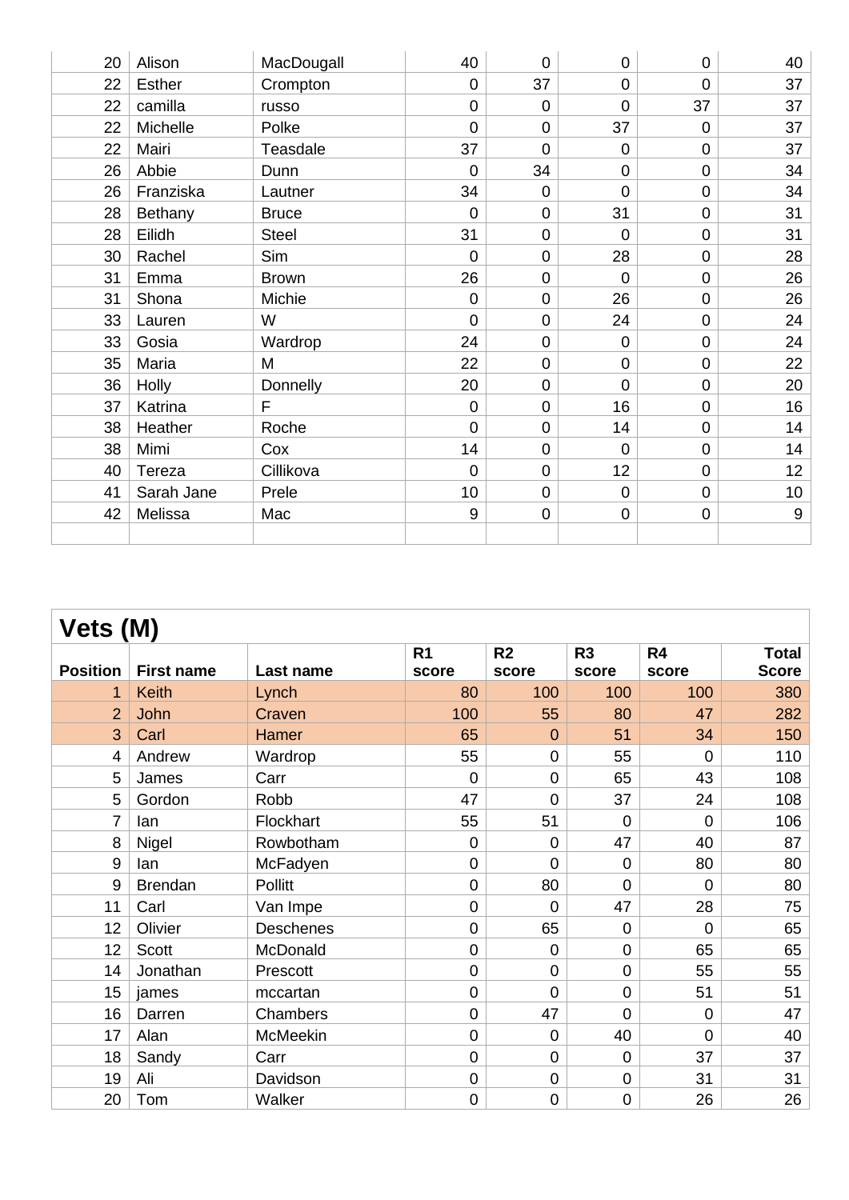| | | | | | | | |
|---|---|---|---|---|---|---|---|
| 20 | Alison | MacDougall | 40 | 0 | 0 | 0 | 40 |
| 22 | Esther | Crompton | 0 | 37 | 0 | 0 | 37 |
| 22 | camilla | russo | 0 | 0 | 0 | 37 | 37 |
| 22 | Michelle | Polke | 0 | 0 | 37 | 0 | 37 |
| 22 | Mairi | Teasdale | 37 | 0 | 0 | 0 | 37 |
| 26 | Abbie | Dunn | 0 | 34 | 0 | 0 | 34 |
| 26 | Franziska | Lautner | 34 | 0 | 0 | 0 | 34 |
| 28 | Bethany | Bruce | 0 | 0 | 31 | 0 | 31 |
| 28 | Eilidh | Steel | 31 | 0 | 0 | 0 | 31 |
| 30 | Rachel | Sim | 0 | 0 | 28 | 0 | 28 |
| 31 | Emma | Brown | 26 | 0 | 0 | 0 | 26 |
| 31 | Shona | Michie | 0 | 0 | 26 | 0 | 26 |
| 33 | Lauren | W | 0 | 0 | 24 | 0 | 24 |
| 33 | Gosia | Wardrop | 24 | 0 | 0 | 0 | 24 |
| 35 | Maria | M | 22 | 0 | 0 | 0 | 22 |
| 36 | Holly | Donnelly | 20 | 0 | 0 | 0 | 20 |
| 37 | Katrina | F | 0 | 0 | 16 | 0 | 16 |
| 38 | Heather | Roche | 0 | 0 | 14 | 0 | 14 |
| 38 | Mimi | Cox | 14 | 0 | 0 | 0 | 14 |
| 40 | Tereza | Cillikova | 0 | 0 | 12 | 0 | 12 |
| 41 | Sarah Jane | Prele | 10 | 0 | 0 | 0 | 10 |
| 42 | Melissa | Mac | 9 | 0 | 0 | 0 | 9 |

## Vets (M)

| Position | First name | Last name | R1 score | R2 score | R3 score | R4 score | Total Score |
|---|---|---|---|---|---|---|---|
| 1 | Keith | Lynch | 80 | 100 | 100 | 100 | 380 |
| 2 | John | Craven | 100 | 55 | 80 | 47 | 282 |
| 3 | Carl | Hamer | 65 | 0 | 51 | 34 | 150 |
| 4 | Andrew | Wardrop | 55 | 0 | 55 | 0 | 110 |
| 5 | James | Carr | 0 | 0 | 65 | 43 | 108 |
| 5 | Gordon | Robb | 47 | 0 | 37 | 24 | 108 |
| 7 | Ian | Flockhart | 55 | 51 | 0 | 0 | 106 |
| 8 | Nigel | Rowbotham | 0 | 0 | 47 | 40 | 87 |
| 9 | Ian | McFadyen | 0 | 0 | 0 | 80 | 80 |
| 9 | Brendan | Pollitt | 0 | 80 | 0 | 0 | 80 |
| 11 | Carl | Van Impe | 0 | 0 | 47 | 28 | 75 |
| 12 | Olivier | Deschenes | 0 | 65 | 0 | 0 | 65 |
| 12 | Scott | McDonald | 0 | 0 | 0 | 65 | 65 |
| 14 | Jonathan | Prescott | 0 | 0 | 0 | 55 | 55 |
| 15 | james | mccartan | 0 | 0 | 0 | 51 | 51 |
| 16 | Darren | Chambers | 0 | 47 | 0 | 0 | 47 |
| 17 | Alan | McMeekin | 0 | 0 | 40 | 0 | 40 |
| 18 | Sandy | Carr | 0 | 0 | 0 | 37 | 37 |
| 19 | Ali | Davidson | 0 | 0 | 0 | 31 | 31 |
| 20 | Tom | Walker | 0 | 0 | 0 | 26 | 26 |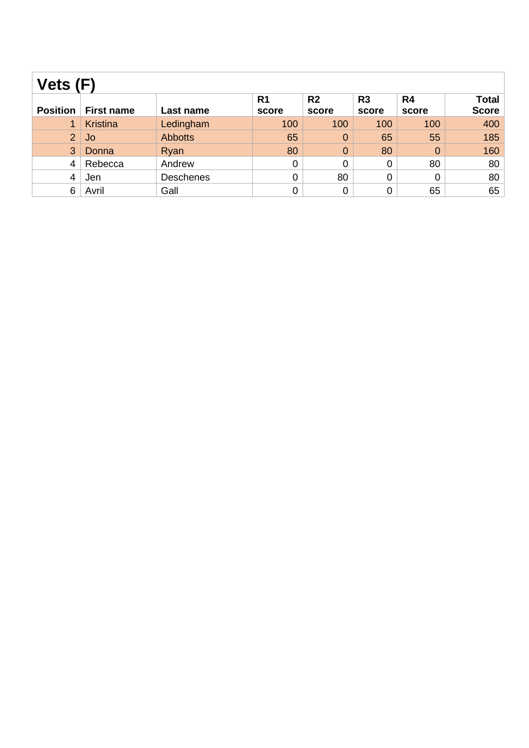## Vets (F)

| Position | First name | Last name | R1 score | R2 score | R3 score | R4 score | Total Score |
|---|---|---|---|---|---|---|---|
| 1 | Kristina | Ledingham | 100 | 100 | 100 | 100 | 400 |
| 2 | Jo | Abbotts | 65 | 0 | 65 | 55 | 185 |
| 3 | Donna | Ryan | 80 | 0 | 80 | 0 | 160 |
| 4 | Rebecca | Andrew | 0 | 0 | 0 | 80 | 80 |
| 4 | Jen | Deschenes | 0 | 80 | 0 | 0 | 80 |
| 6 | Avril | Gall | 0 | 0 | 0 | 65 | 65 |